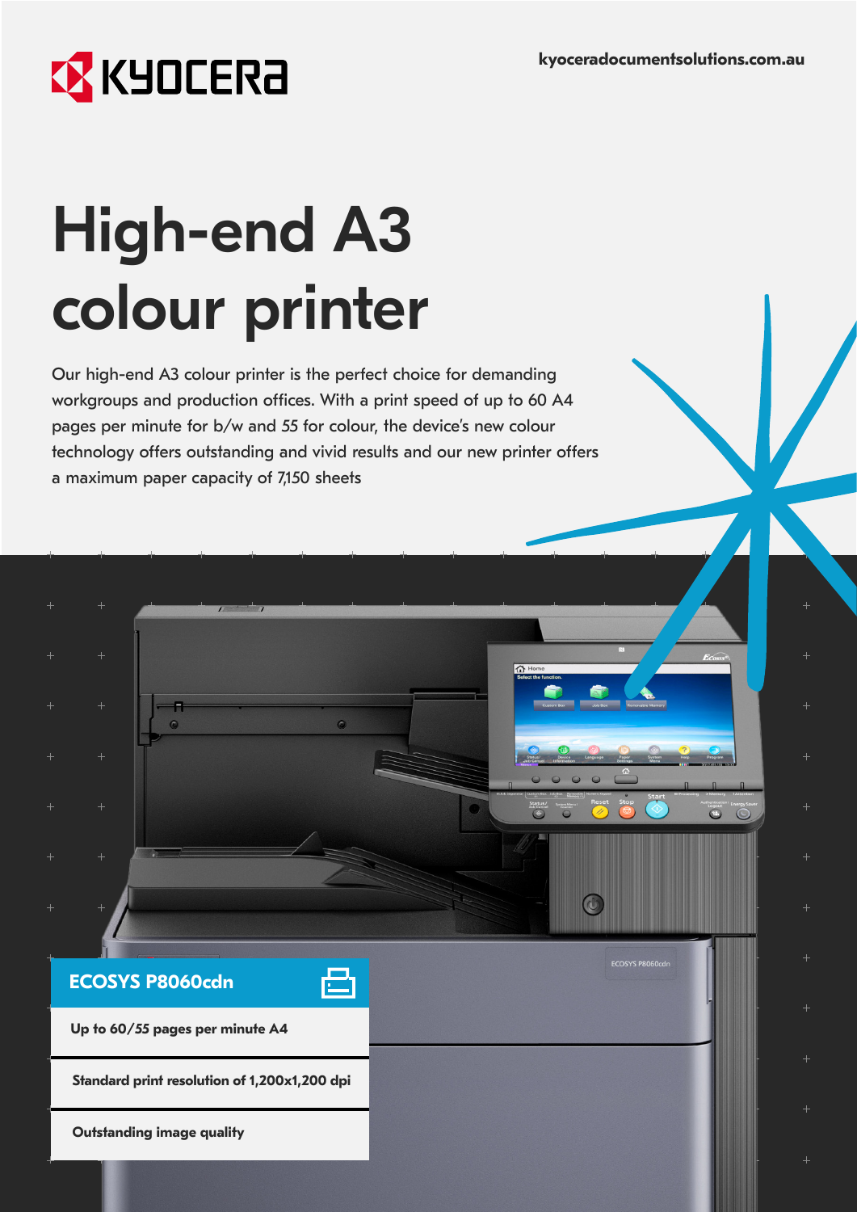kyoceradocumentsolutions.com.au

# High-end A3 colour printer

Our high-end A3 colour printer is the perfect choice for demanding workgroups and production offices. With a print speed of up to 60 A4 pages per minute for b/w and 55 for colour, the device's new colour technology offers outstanding and vivid results and our new printer offers a maximum paper capacity of 7,150 sheets

## ECOSYS P8060cdn

**Up to 60/55 pages per minute A4**

**Standard print resolution of 1,200x1,200 dpi**

**Outstanding image quality**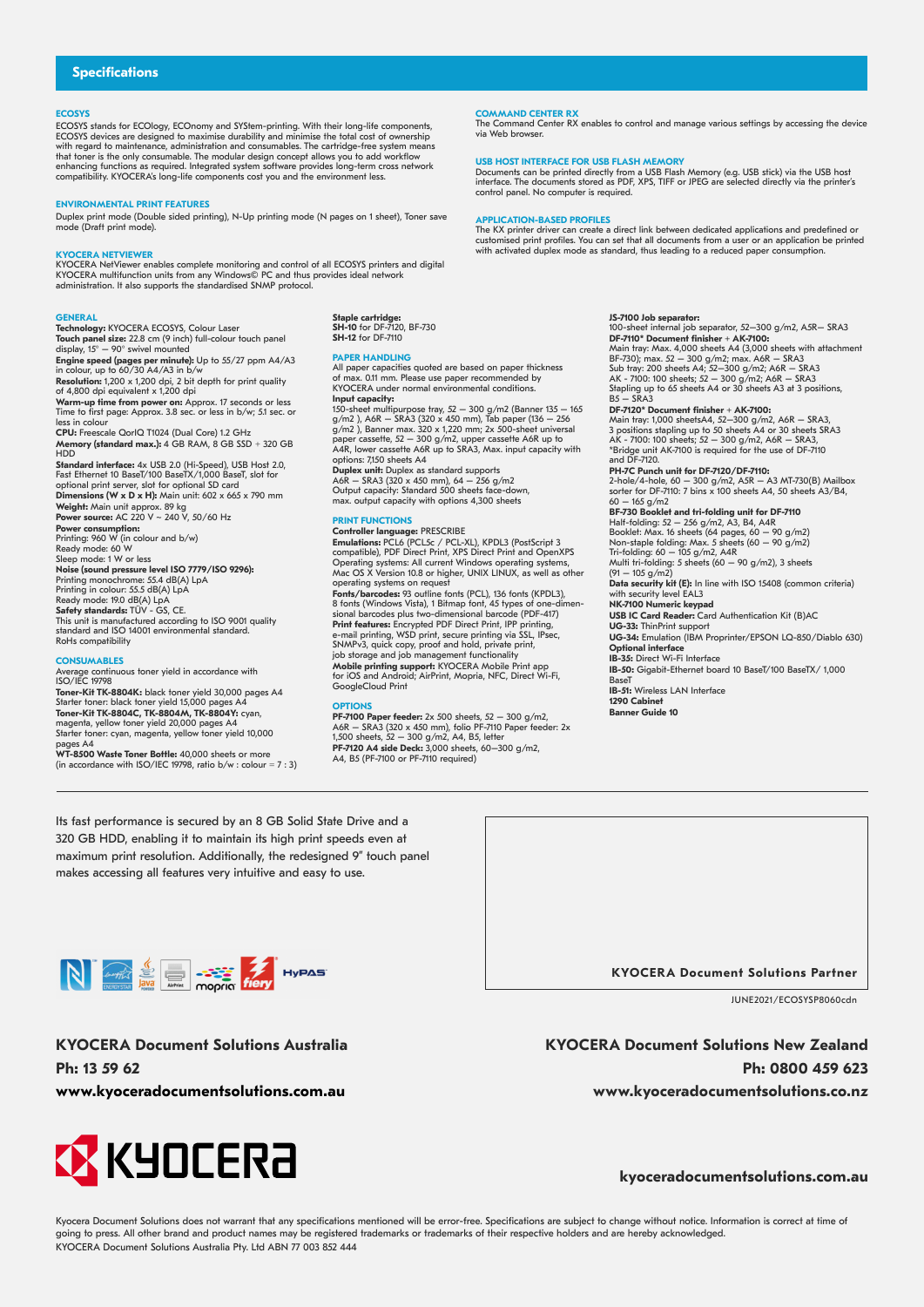## Specifications

### ECOSYS

ECOSYS stands for ECOlogy, ECOnomy and SYStem-printing. With their long-life components, ECOSYS devices are designed to maximise durability and minimise the total cost of ownership with regard to maintenance, administration and consumables. The cartridge-free system means that toner is the only consumable. The modular design concept allows you to add workflow enhancing functions as required. Integrated system software provides long-term cross network compatibility. KYOCERA's long-life components cost you and the environment less.

### ENVIRONMENTAL PRINT FEATURES

Duplex print mode (Double sided printing), N-Up printing mode (N pages on 1 sheet), Toner save mode (Draft print mode).

### KYOCERA NETVIEWER

KYOCERA NetViewer enables complete monitoring and control of all ECOSYS printers and digital KYOCERA multifunction units from any Windows© PC and thus provides ideal network administration. It also supports the standardised SNMP protocol.

### COMMAND CENTER RX

The Command Center RX enables to control and manage various settings by accessing the device via Web browser.

### USB HOST INTERFACE FOR USB FLASH MEMORY

Documents can be printed directly from a USB Flash Memory (e.g. USB stick) via the USB host interface. The documents stored as PDF, XPS, TIFF or JPEG are selected directly via the printer's control panel. No computer is required.

### APPLICATION-BASED PROFILES

The KX printer driver can create a direct link between dedicated applications and predefined or customised print profiles. You can set that all documents from a user or an application be printed with activated duplex mode as standard, thus leading to a reduced paper consumption.

### GENERAL

**Technology:** KYOCERA ECOSYS, Colour Laser
**Touch panel size:** 22.8 cm (9 inch) full-colour touch panel display, 15° – 90° swivel mounted
**Engine speed (pages per minute):** Up to 55/27 ppm A4/A3 in colour, up to 60/30 A4/A3 in b/w
**Resolution:** 1,200 x 1,200 dpi, 2 bit depth for print quality of 4,800 dpi equivalent x 1,200 dpi
**Warm-up time from power on:** Approx. 17 seconds or less
Time to first page: Approx. 3.8 sec. or less in b/w; 5.1 sec. or less in colour
**CPU:** Freescale QorIQ T1024 (Dual Core) 1.2 GHz
**Memory (standard max.):** 4 GB RAM, 8 GB SSD + 320 GB HDD
**Standard interface:** 4x USB 2.0 (Hi-Speed), USB Host 2.0, Fast Ethernet 10 BaseT/100 BaseTX/1,000 BaseT, slot for optional print server, slot for optional SD card
**Dimensions (W x D x H):** Main unit: 602 x 665 x 790 mm
**Weight:** Main unit approx. 89 kg
**Power source:** AC 220 V ~ 240 V, 50/60 Hz
**Power consumption:**
Printing: 960 W (in colour and b/w)
Ready mode: 60 W
Sleep mode: 1 W or less
**Noise (sound pressure level ISO 7779/ISO 9296):**
Printing monochrome: 55.4 dB(A) LpA
Printing in colour: 55.5 dB(A) LpA
Ready mode: 19.0 dB(A) LpA
**Safety standards:** TÜV - GS, CE.
This unit is manufactured according to ISO 9001 quality standard and ISO 14001 environmental standard.
RoHs compatibility

### CONSUMABLES

Average continuous toner yield in accordance with ISO/IEC 19798
**Toner-Kit TK-8804K:** black toner yield 30,000 pages A4
Starter toner: black toner yield 15,000 pages A4
**Toner-Kit TK-8804C, TK-8804M, TK-8804Y:** cyan, magenta, yellow toner yield 20,000 pages A4
Starter toner: cyan, magenta, yellow toner yield 10,000 pages A4
**WT-8500 Waste Toner Bottle:** 40,000 sheets or more (in accordance with ISO/IEC 19798, ratio b/w : colour = 7 : 3)

**Staple cartridge:**
**SH-10** for DF-7120, BF-730
**SH-12** for DF-7110

### PAPER HANDLING

All paper capacities quoted are based on paper thickness of max. 0.11 mm. Please use paper recommended by KYOCERA under normal environmental conditions.
**Input capacity:**
150-sheet multipurpose tray, 52 – 300 g/m2 (Banner 135 – 165 g/m2 ), A6R – SRA3 (320 x 450 mm), Tab paper (136 – 256 g/m2 ), Banner max. 320 x 1,220 mm; 2x 500-sheet universal paper cassette, 52 – 300 g/m2, upper cassette A6R up to A4R, lower cassette A6R up to SRA3, Max. input capacity with options: 7,150 sheets A4
**Duplex unit:** Duplex as standard supports A6R – SRA3 (320 x 450 mm), 64 – 256 g/m2
Output capacity: Standard 500 sheets face-down, max. output capacity with options 4,300 sheets

### PRINT FUNCTIONS

**Controller language:** PRESCRIBE
**Emulations:** PCL6 (PCL5c / PCL-XL), KPDL3 (PostScript 3 compatible), PDF Direct Print, XPS Direct Print and OpenXPS
Operating systems: All current Windows operating systems, Mac OS X Version 10.8 or higher, UNIX LINUX, as well as other operating systems on request
**Fonts/barcodes:** 93 outline fonts (PCL), 136 fonts (KPDL3), 8 fonts (Windows Vista), 1 Bitmap font, 45 types of one-dimensional barcodes plus two-dimensional barcode (PDF-417)
**Print features:** Encrypted PDF Direct Print, IPP printing, e-mail printing, WSD print, secure printing via SSL, IPsec, SNMPv3, quick copy, proof and hold, private print, job storage and job management functionality
**Mobile printing support:** KYOCERA Mobile Print app for iOS and Android; AirPrint, Mopria, NFC, Direct Wi-Fi, GoogleCloud Print

### OPTIONS

**PF-7100 Paper feeder:** 2x 500 sheets, 52 – 300 g/m2, A6R – SRA3 (320 x 450 mm), folio PF-7110 Paper feeder: 2x 1,500 sheets, 52 – 300 g/m2, A4, B5, letter
**PF-7120 A4 side Deck:** 3,000 sheets, 60–300 g/m2, A4, B5 (PF-7100 or PF-7110 required)

**JS-7100 Job separator:**
100-sheet internal job separator, 52–300 g/m2, A5R– SRA3
**DF-7110* Document finisher + AK-7100:**
Main tray: Max. 4,000 sheets A4 (3,000 sheets with attachment BF-730); max. 52 – 300 g/m2; max. A6R – SRA3
Sub tray: 200 sheets A4; 52–300 g/m2; A6R – SRA3
AK - 7100: 100 sheets; 52 – 300 g/m2; A6R – SRA3
Stapling up to 65 sheets A4 or 30 sheets A3 at 3 positions, B5 – SRA3
**DF-7120* Document finisher + AK-7100:**
Main tray: 1,000 sheetsA4, 52–300 g/m2, A6R – SRA3, 3 positions stapling up to 50 sheets A4 or 30 sheets SRA3
AK - 7100: 100 sheets; 52 – 300 g/m2, A6R – SRA3,
*Bridge unit AK-7100 is required for the use of DF-7110 and DF-7120.
**PH-7C Punch unit for DF-7120/DF-7110:**
2-hole/4-hole, 60 – 300 g/m2, A5R – A3 MT-730(B) Mailbox sorter for DF-7110: 7 bins x 100 sheets A4, 50 sheets A3/B4, 60 – 165 g/m2
**BF-730 Booklet and tri-folding unit for DF-7110**
Half-folding: 52 – 256 g/m2, A3, B4, A4R
Booklet: Max. 16 sheets (64 pages, 60 – 90 g/m2)
Non-staple folding: Max. 5 sheets (60 – 90 g/m2)
Tri-folding: 60 – 105 g/m2, A4R
Multi tri-folding: 5 sheets (60 – 90 g/m2), 3 sheets (91 – 105 g/m2)
**Data security kit (E):** In line with ISO 15408 (common criteria) with security level EAL3
**NK-7100 Numeric keypad**
**USB IC Card Reader:** Card Authentication Kit (B)AC
**UG-33:** ThinPrint support
**UG-34:** Emulation (IBM Proprinter/EPSON LQ-850/Diablo 630)
**Optional interface**
**IB-35:** Direct Wi-Fi Interface
**IB-50:** Gigabit-Ethernet board 10 BaseT/100 BaseTX/ 1,000 BaseT
**IB-51:** Wireless LAN Interface
**1290 Cabinet**
**Banner Guide 10**

---

Its fast performance is secured by an 8 GB Solid State Drive and a 320 GB HDD, enabling it to maintain its high print speeds even at maximum print resolution. Additionally, the redesigned 9" touch panel makes accessing all features very intuitive and easy to use.

HyPAS

**KYOCERA Document Solutions Partner**

JUNE2021/ECOSYSP8060cdn

**KYOCERA Document Solutions Australia**
**Ph: 13 59 62**
**www.kyoceradocumentsolutions.com.au**

**KYOCERA Document Solutions New Zealand**
**Ph: 0800 459 623**
**www.kyoceradocumentsolutions.co.nz**

**kyoceradocumentsolutions.com.au**

Kyocera Document Solutions does not warrant that any specifications mentioned will be error-free. Specifications are subject to change without notice. Information is correct at time of going to press. All other brand and product names may be registered trademarks or trademarks of their respective holders and are hereby acknowledged.
KYOCERA Document Solutions Australia Pty. Ltd ABN 77 003 852 444